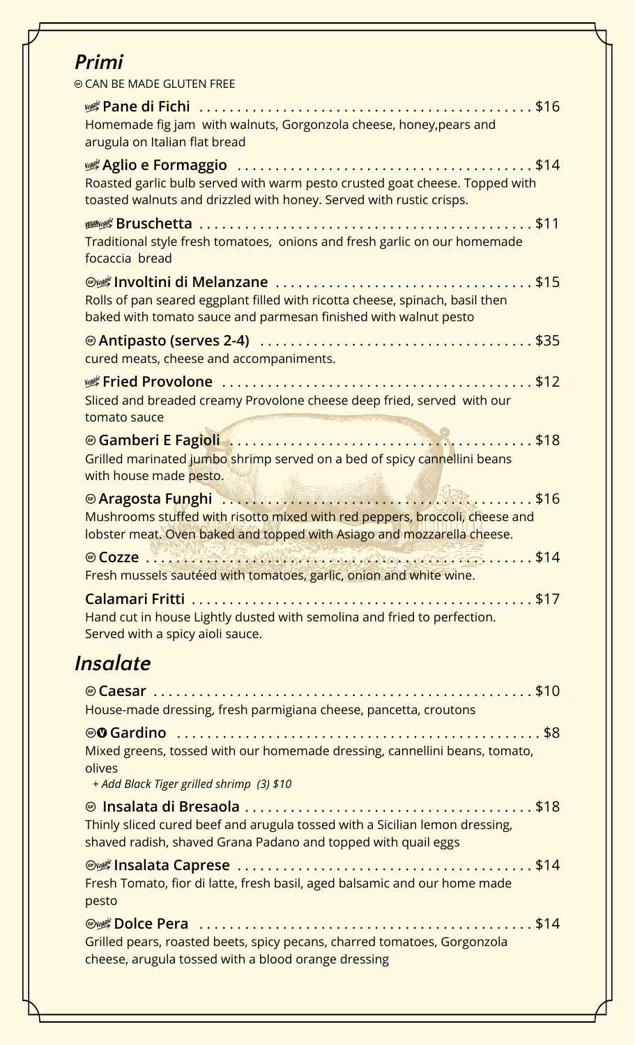## *Primi*

GF CAN BE MADE GLUTEN FREE

**Veggie Pane di Fichi** ........ $16
Homemade fig jam with walnuts, Gorgonzola cheese, honey,pears and arugula on Italian flat bread

**Veggie Aglio e Formaggio** ........ $14
Roasted garlic bulb served with warm pesto crusted goat cheese. Topped with toasted walnuts and drizzled with honey. Served with rustic crisps.

**Vegan Veggie Bruschetta** ........ $11
Traditional style fresh tomatoes, onions and fresh garlic on our homemade focaccia bread

**GF Veggie Involtini di Melanzane** ........ $15
Rolls of pan seared eggplant filled with ricotta cheese, spinach, basil then baked with tomato sauce and parmesan finished with walnut pesto

**GF Antipasto (serves 2-4)** ........ $35
cured meats, cheese and accompaniments.

**Veggie Fried Provolone** ........ $12
Sliced and breaded creamy Provolone cheese deep fried, served with our tomato sauce

**GF Gamberi E Fagioli** ........ $18
Grilled marinated jumbo shrimp served on a bed of spicy cannellini beans with house made pesto.

**GF Aragosta Funghi** ........ $16
Mushrooms stuffed with risotto mixed with red peppers, broccoli, cheese and lobster meat. Oven baked and topped with Asiago and mozzarella cheese.

**GF Cozze** ........ $14
Fresh mussels sautéed with tomatoes, garlic, onion and white wine.

**Calamari Fritti** ........ $17
Hand cut in house Lightly dusted with semolina and fried to perfection. Served with a spicy aioli sauce.

## *Insalate*

**GF Caesar** ........ $10
House-made dressing, fresh parmigiana cheese, pancetta, croutons

**GF V Gardino** ........ $8
Mixed greens, tossed with our homemade dressing, cannellini beans, tomato, olives
*+ Add Black Tiger grilled shrimp (3) $10*

**GF Insalata di Bresaola** ........ $18
Thinly sliced cured beef and arugula tossed with a Sicilian lemon dressing, shaved radish, shaved Grana Padano and topped with quail eggs

**GF Veggie Insalata Caprese** ........ $14
Fresh Tomato, fior di latte, fresh basil, aged balsamic and our home made pesto

**GF Veggie Dolce Pera** ........ $14
Grilled pears, roasted beets, spicy pecans, charred tomatoes, Gorgonzola cheese, arugula tossed with a blood orange dressing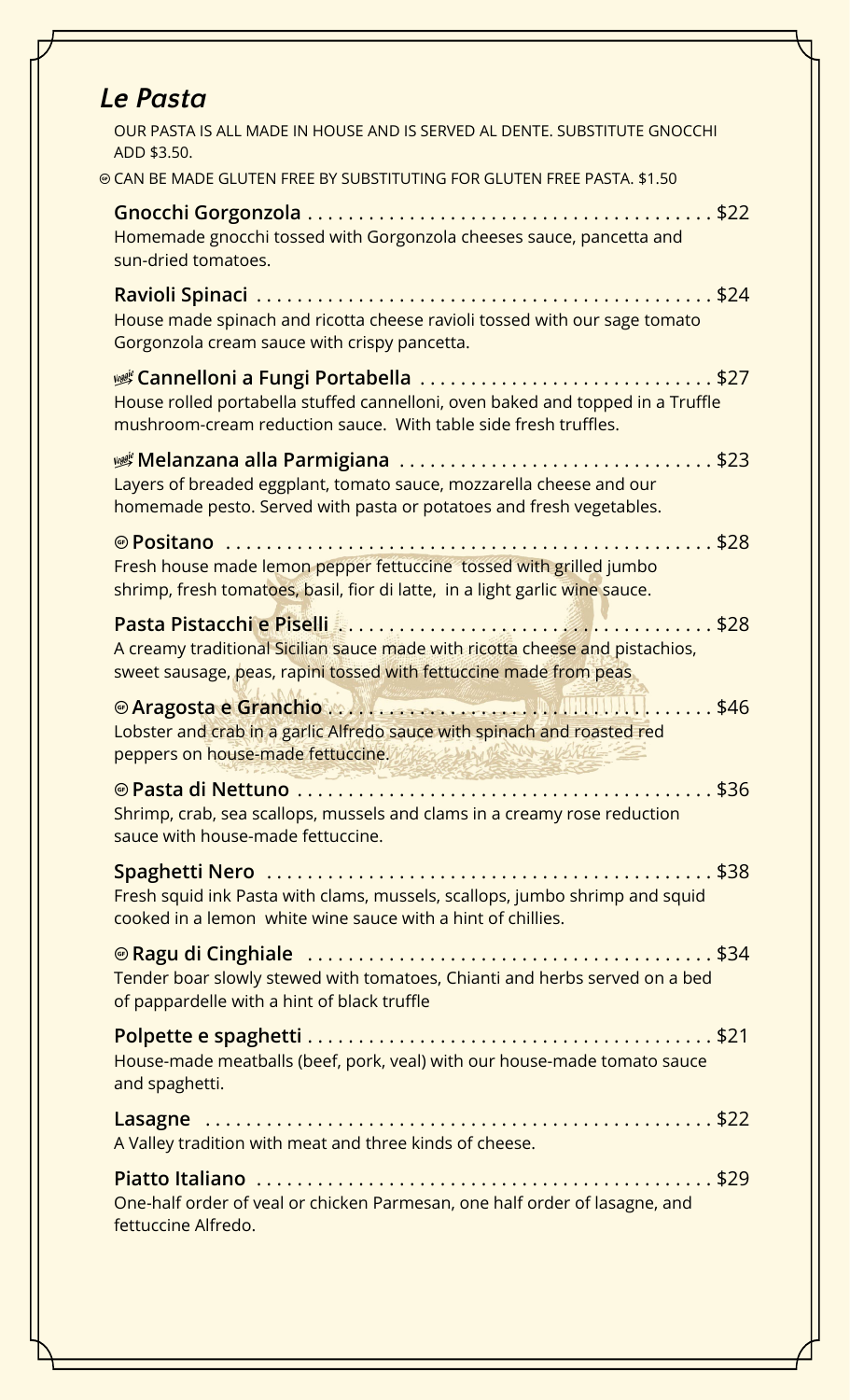## *Le Pasta*

OUR PASTA IS ALL MADE IN HOUSE AND IS SERVED AL DENTE. SUBSTITUTE GNOCCHI ADD $3.50.

GF CAN BE MADE GLUTEN FREE BY SUBSTITUTING FOR GLUTEN FREE PASTA. $1.50

**Gnocchi Gorgonzola** . . . . . . . . . . $22
Homemade gnocchi tossed with Gorgonzola cheeses sauce, pancetta and sun-dried tomatoes.

**Ravioli Spinaci** . . . . . . . . . . $24
House made spinach and ricotta cheese ravioli tossed with our sage tomato Gorgonzola cream sauce with crispy pancetta.

Veggie **Cannelloni a Fungi Portabella** . . . . . . . . . . $27
House rolled portabella stuffed cannelloni, oven baked and topped in a Truffle mushroom-cream reduction sauce. With table side fresh truffles.

Veggie **Melanzana alla Parmigiana** . . . . . . . . . . $23
Layers of breaded eggplant, tomato sauce, mozzarella cheese and our homemade pesto. Served with pasta or potatoes and fresh vegetables.

GF **Positano** . . . . . . . . . . $28
Fresh house made lemon pepper fettuccine tossed with grilled jumbo shrimp, fresh tomatoes, basil, fior di latte, in a light garlic wine sauce.

**Pasta Pistacchi e Piselli** . . . . . . . . . . $28
A creamy traditional Sicilian sauce made with ricotta cheese and pistachios, sweet sausage, peas, rapini tossed with fettuccine made from peas

GF **Aragosta e Granchio** . . . . . . . . . . $46
Lobster and crab in a garlic Alfredo sauce with spinach and roasted red peppers on house-made fettuccine.

GF **Pasta di Nettuno** . . . . . . . . . . $36
Shrimp, crab, sea scallops, mussels and clams in a creamy rose reduction sauce with house-made fettuccine.

**Spaghetti Nero** . . . . . . . . . . $38
Fresh squid ink Pasta with clams, mussels, scallops, jumbo shrimp and squid cooked in a lemon white wine sauce with a hint of chillies.

GF **Ragu di Cinghiale** . . . . . . . . . . $34
Tender boar slowly stewed with tomatoes, Chianti and herbs served on a bed of pappardelle with a hint of black truffle

**Polpette e spaghetti** . . . . . . . . . . $21
House-made meatballs (beef, pork, veal) with our house-made tomato sauce and spaghetti.

**Lasagne** . . . . . . . . . . $22
A Valley tradition with meat and three kinds of cheese.

**Piatto Italiano** . . . . . . . . . . $29
One-half order of veal or chicken Parmesan, one half order of lasagne, and fettuccine Alfredo.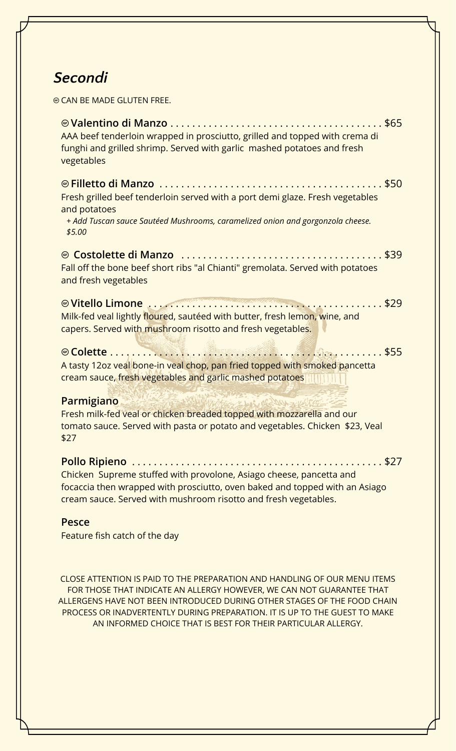## *Secondi*

ⓖ CAN BE MADE GLUTEN FREE.

ⓖ **Valentino di Manzo** . . . . . . . . . . . . . . . . . . . . . . . . . . . . . . . . . . . . . . . $65
AAA beef tenderloin wrapped in prosciutto, grilled and topped with crema di funghi and grilled shrimp. Served with garlic mashed potatoes and fresh vegetables

ⓖ **Filletto di Manzo** . . . . . . . . . . . . . . . . . . . . . . . . . . . . . . . . . . . . . . . . $50
Fresh grilled beef tenderloin served with a port demi glaze. Fresh vegetables and potatoes
*+ Add Tuscan sauce Sautéed Mushrooms, caramelized onion and gorgonzola cheese. $5.00*

ⓖ **Costolette di Manzo** . . . . . . . . . . . . . . . . . . . . . . . . . . . . . . . . . . . . . $39
Fall off the bone beef short ribs "al Chianti" gremolata. Served with potatoes and fresh vegetables

ⓖ **Vitello Limone** . . . . . . . . . . . . . . . . . . . . . . . . . . . . . . . . . . . . . . . . . . $29
Milk-fed veal lightly floured, sautéed with butter, fresh lemon, wine, and capers. Served with mushroom risotto and fresh vegetables.

ⓖ **Colette** . . . . . . . . . . . . . . . . . . . . . . . . . . . . . . . . . . . . . . . . . . . . . . . . $55
A tasty 12oz veal bone-in veal chop, pan fried topped with smoked pancetta cream sauce, fresh vegetables and garlic mashed potatoes

**Parmigiano**
Fresh milk-fed veal or chicken breaded topped with mozzarella and our tomato sauce. Served with pasta or potato and vegetables. Chicken $23, Veal $27

**Pollo Ripieno** . . . . . . . . . . . . . . . . . . . . . . . . . . . . . . . . . . . . . . . . . . . . . $27
Chicken Supreme stuffed with provolone, Asiago cheese, pancetta and focaccia then wrapped with prosciutto, oven baked and topped with an Asiago cream sauce. Served with mushroom risotto and fresh vegetables.

**Pesce**
Feature fish catch of the day

CLOSE ATTENTION IS PAID TO THE PREPARATION AND HANDLING OF OUR MENU ITEMS FOR THOSE THAT INDICATE AN ALLERGY HOWEVER, WE CAN NOT GUARANTEE THAT ALLERGENS HAVE NOT BEEN INTRODUCED DURING OTHER STAGES OF THE FOOD CHAIN PROCESS OR INADVERTENTLY DURING PREPARATION. IT IS UP TO THE GUEST TO MAKE AN INFORMED CHOICE THAT IS BEST FOR THEIR PARTICULAR ALLERGY.